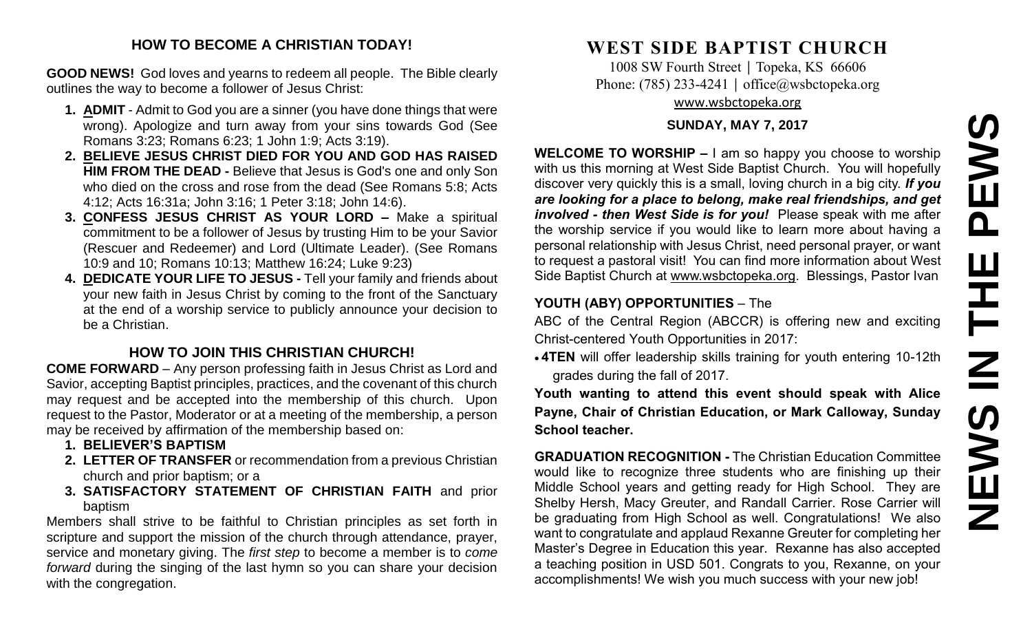## HOW TO BECOME A CHRISTIAN TODAY!

**GOOD NEWS!** God loves and yearns to redeem all people. The Bible clearly outlines the way to become a follower of Jesus Christ:

1. **ADMIT** - Admit to God you are a sinner (you have done things that were wrong). Apologize and turn away from your sins towards God (See Romans 3:23; Romans 6:23; 1 John 1:9; Acts 3:19).
2. **BELIEVE JESUS CHRIST DIED FOR YOU AND GOD HAS RAISED HIM FROM THE DEAD -** Believe that Jesus is God's one and only Son who died on the cross and rose from the dead (See Romans 5:8; Acts 4:12; Acts 16:31a; John 3:16; 1 Peter 3:18; John 14:6).
3. **CONFESS JESUS CHRIST AS YOUR LORD –** Make a spiritual commitment to be a follower of Jesus by trusting Him to be your Savior (Rescuer and Redeemer) and Lord (Ultimate Leader). (See Romans 10:9 and 10; Romans 10:13; Matthew 16:24; Luke 9:23)
4. **DEDICATE YOUR LIFE TO JESUS -** Tell your family and friends about your new faith in Jesus Christ by coming to the front of the Sanctuary at the end of a worship service to publicly announce your decision to be a Christian.

## HOW TO JOIN THIS CHRISTIAN CHURCH!

**COME FORWARD** – Any person professing faith in Jesus Christ as Lord and Savior, accepting Baptist principles, practices, and the covenant of this church may request and be accepted into the membership of this church. Upon request to the Pastor, Moderator or at a meeting of the membership, a person may be received by affirmation of the membership based on:

1. **BELIEVER'S BAPTISM**
2. **LETTER OF TRANSFER** or recommendation from a previous Christian church and prior baptism; or a
3. **SATISFACTORY STATEMENT OF CHRISTIAN FAITH** and prior baptism

Members shall strive to be faithful to Christian principles as set forth in scripture and support the mission of the church through attendance, prayer, service and monetary giving. The *first step* to become a member is to *come forward* during the singing of the last hymn so you can share your decision with the congregation.

# WEST SIDE BAPTIST CHURCH

1008 SW Fourth Street | Topeka, KS 66606
Phone: (785) 233-4241 | office@wsbctopeka.org
www.wsbctopeka.org

**SUNDAY, MAY 7, 2017**

# NEWS IN THE PEWS

**WELCOME TO WORSHIP –** I am so happy you choose to worship with us this morning at West Side Baptist Church. You will hopefully discover very quickly this is a small, loving church in a big city. ***If you are looking for a place to belong, make real friendships, and get involved - then West Side is for you!*** Please speak with me after the worship service if you would like to learn more about having a personal relationship with Jesus Christ, need personal prayer, or want to request a pastoral visit! You can find more information about West Side Baptist Church at www.wsbctopeka.org. Blessings, Pastor Ivan

**YOUTH (ABY) OPPORTUNITIES** – The ABC of the Central Region (ABCCR) is offering new and exciting Christ-centered Youth Opportunities in 2017:

- **4TEN** will offer leadership skills training for youth entering 10-12th grades during the fall of 2017.

**Youth wanting to attend this event should speak with Alice Payne, Chair of Christian Education, or Mark Calloway, Sunday School teacher.**

**GRADUATION RECOGNITION -** The Christian Education Committee would like to recognize three students who are finishing up their Middle School years and getting ready for High School. They are Shelby Hersh, Macy Greuter, and Randall Carrier. Rose Carrier will be graduating from High School as well. Congratulations! We also want to congratulate and applaud Rexanne Greuter for completing her Master's Degree in Education this year. Rexanne has also accepted a teaching position in USD 501. Congrats to you, Rexanne, on your accomplishments! We wish you much success with your new job!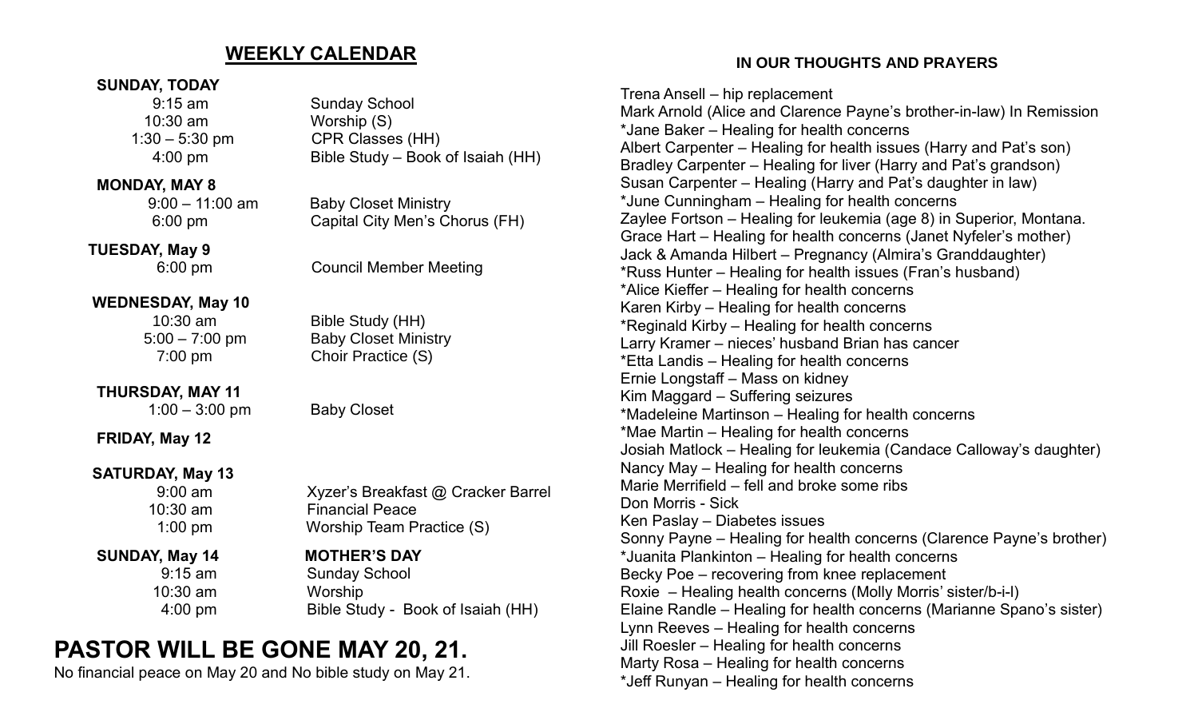## WEEKLY CALENDAR

**SUNDAY, TODAY**

| | |
|---|---|
| 9:15 am | Sunday School |
| 10:30 am | Worship (S) |
| 1:30 – 5:30 pm | CPR Classes (HH) |
| 4:00 pm | Bible Study – Book of Isaiah (HH) |

**MONDAY, MAY 8**

| | |
|---|---|
| 9:00 – 11:00 am | Baby Closet Ministry |
| 6:00 pm | Capital City Men's Chorus (FH) |

**TUESDAY, May 9**

| | |
|---|---|
| 6:00 pm | Council Member Meeting |

**WEDNESDAY, May 10**

| | |
|---|---|
| 10:30 am | Bible Study (HH) |
| 5:00 – 7:00 pm | Baby Closet Ministry |
| 7:00 pm | Choir Practice (S) |

**THURSDAY, MAY 11**

| | |
|---|---|
| 1:00 – 3:00 pm | Baby Closet |

**FRIDAY, May 12**

**SATURDAY, May 13**

| | |
|---|---|
| 9:00 am | Xyzer's Breakfast @ Cracker Barrel |
| 10:30 am | Financial Peace |
| 1:00 pm | Worship Team Practice (S) |

**SUNDAY, May 14** **MOTHER'S DAY**

| | |
|---|---|
| 9:15 am | Sunday School |
| 10:30 am | Worship |
| 4:00 pm | Bible Study - Book of Isaiah (HH) |

# PASTOR WILL BE GONE MAY 20, 21.

No financial peace on May 20 and No bible study on May 21.

### IN OUR THOUGHTS AND PRAYERS

Trena Ansell – hip replacement
Mark Arnold (Alice and Clarence Payne's brother-in-law) In Remission
*Jane Baker – Healing for health concerns
Albert Carpenter – Healing for health issues (Harry and Pat's son)
Bradley Carpenter – Healing for liver (Harry and Pat's grandson)
Susan Carpenter – Healing (Harry and Pat's daughter in law)
*June Cunningham – Healing for health concerns
Zaylee Fortson – Healing for leukemia (age 8) in Superior, Montana.
Grace Hart – Healing for health concerns (Janet Nyfeler's mother)
Jack & Amanda Hilbert – Pregnancy (Almira's Granddaughter)
*Russ Hunter – Healing for health issues (Fran's husband)
*Alice Kieffer – Healing for health concerns
Karen Kirby – Healing for health concerns
*Reginald Kirby – Healing for health concerns
Larry Kramer – nieces' husband Brian has cancer
*Etta Landis – Healing for health concerns
Ernie Longstaff – Mass on kidney
Kim Maggard – Suffering seizures
*Madeleine Martinson – Healing for health concerns
*Mae Martin – Healing for health concerns
Josiah Matlock – Healing for leukemia (Candace Calloway's daughter)
Nancy May – Healing for health concerns
Marie Merrifield – fell and broke some ribs
Don Morris - Sick
Ken Paslay – Diabetes issues
Sonny Payne – Healing for health concerns (Clarence Payne's brother)
*Juanita Plankinton – Healing for health concerns
Becky Poe – recovering from knee replacement
Roxie – Healing health concerns (Molly Morris' sister/b-i-l)
Elaine Randle – Healing for health concerns (Marianne Spano's sister)
Lynn Reeves – Healing for health concerns
Jill Roesler – Healing for health concerns
Marty Rosa – Healing for health concerns
*Jeff Runyan – Healing for health concerns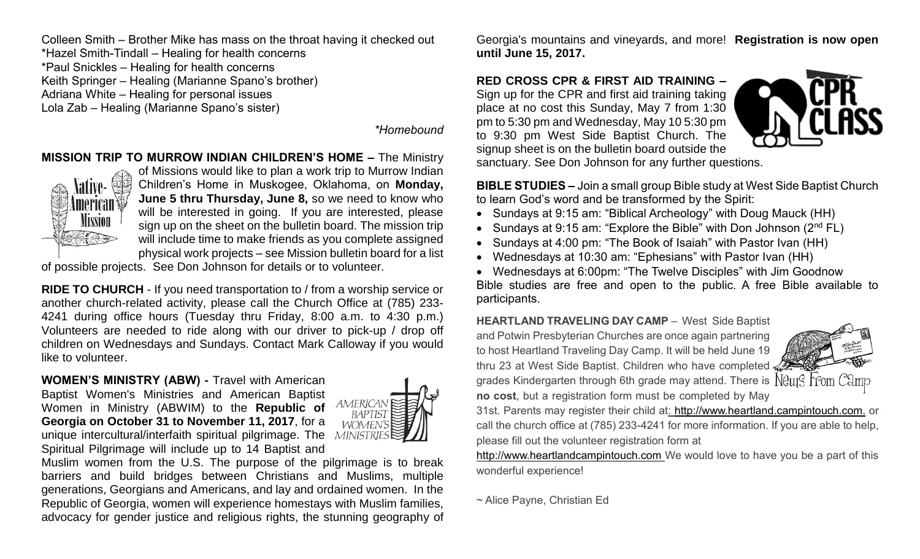Colleen Smith – Brother Mike has mass on the throat having it checked out
*Hazel Smith-Tindall – Healing for health concerns
*Paul Snickles – Healing for health concerns
Keith Springer – Healing (Marianne Spano's brother)
Adriana White – Healing for personal issues
Lola Zab – Healing (Marianne Spano's sister)

*\*Homebound*

**MISSION TRIP TO MURROW INDIAN CHILDREN'S HOME –** The Ministry of Missions would like to plan a work trip to Murrow Indian Children's Home in Muskogee, Oklahoma, on **Monday, June 5 thru Thursday, June 8,** so we need to know who will be interested in going. If you are interested, please sign up on the sheet on the bulletin board. The mission trip will include time to make friends as you complete assigned physical work projects – see Mission bulletin board for a list of possible projects. See Don Johnson for details or to volunteer.

**RIDE TO CHURCH** - If you need transportation to / from a worship service or another church-related activity, please call the Church Office at (785) 233-4241 during office hours (Tuesday thru Friday, 8:00 a.m. to 4:30 p.m.) Volunteers are needed to ride along with our driver to pick-up / drop off children on Wednesdays and Sundays. Contact Mark Calloway if you would like to volunteer.

**WOMEN'S MINISTRY (ABW) -** Travel with American Baptist Women's Ministries and American Baptist Women in Ministry (ABWIM) to the **Republic of Georgia on October 31 to November 11, 2017**, for a unique intercultural/interfaith spiritual pilgrimage. The Spiritual Pilgrimage will include up to 14 Baptist and Muslim women from the U.S. The purpose of the pilgrimage is to break barriers and build bridges between Christians and Muslims, multiple generations, Georgians and Americans, and lay and ordained women. In the Republic of Georgia, women will experience homestays with Muslim families, advocacy for gender justice and religious rights, the stunning geography of Georgia's mountains and vineyards, and more! **Registration is now open until June 15, 2017.**

**RED CROSS CPR & FIRST AID TRAINING –** Sign up for the CPR and first aid training taking place at no cost this Sunday, May 7 from 1:30 pm to 5:30 pm and Wednesday, May 10 5:30 pm to 9:30 pm West Side Baptist Church. The signup sheet is on the bulletin board outside the sanctuary. See Don Johnson for any further questions.

**BIBLE STUDIES –** Join a small group Bible study at West Side Baptist Church to learn God's word and be transformed by the Spirit:

- Sundays at 9:15 am: "Biblical Archeology" with Doug Mauck (HH)
- Sundays at 9:15 am: "Explore the Bible" with Don Johnson (2nd FL)
- Sundays at 4:00 pm: "The Book of Isaiah" with Pastor Ivan (HH)
- Wednesdays at 10:30 am: "Ephesians" with Pastor Ivan (HH)
- Wednesdays at 6:00pm: "The Twelve Disciples" with Jim Goodnow

Bible studies are free and open to the public. A free Bible available to participants.

**HEARTLAND TRAVELING DAY CAMP** – West Side Baptist and Potwin Presbyterian Churches are once again partnering to host Heartland Traveling Day Camp. It will be held June 19 thru 23 at West Side Baptist. Children who have completed grades Kindergarten through 6th grade may attend. There is **no cost**, but a registration form must be completed by May 31st. Parents may register their child at: http://www.heartland.campintouch.com. or call the church office at (785) 233-4241 for more information. If you are able to help, please fill out the volunteer registration form at http://www.heartlandcampintouch.com We would love to have you be a part of this wonderful experience!

~ Alice Payne, Christian Ed